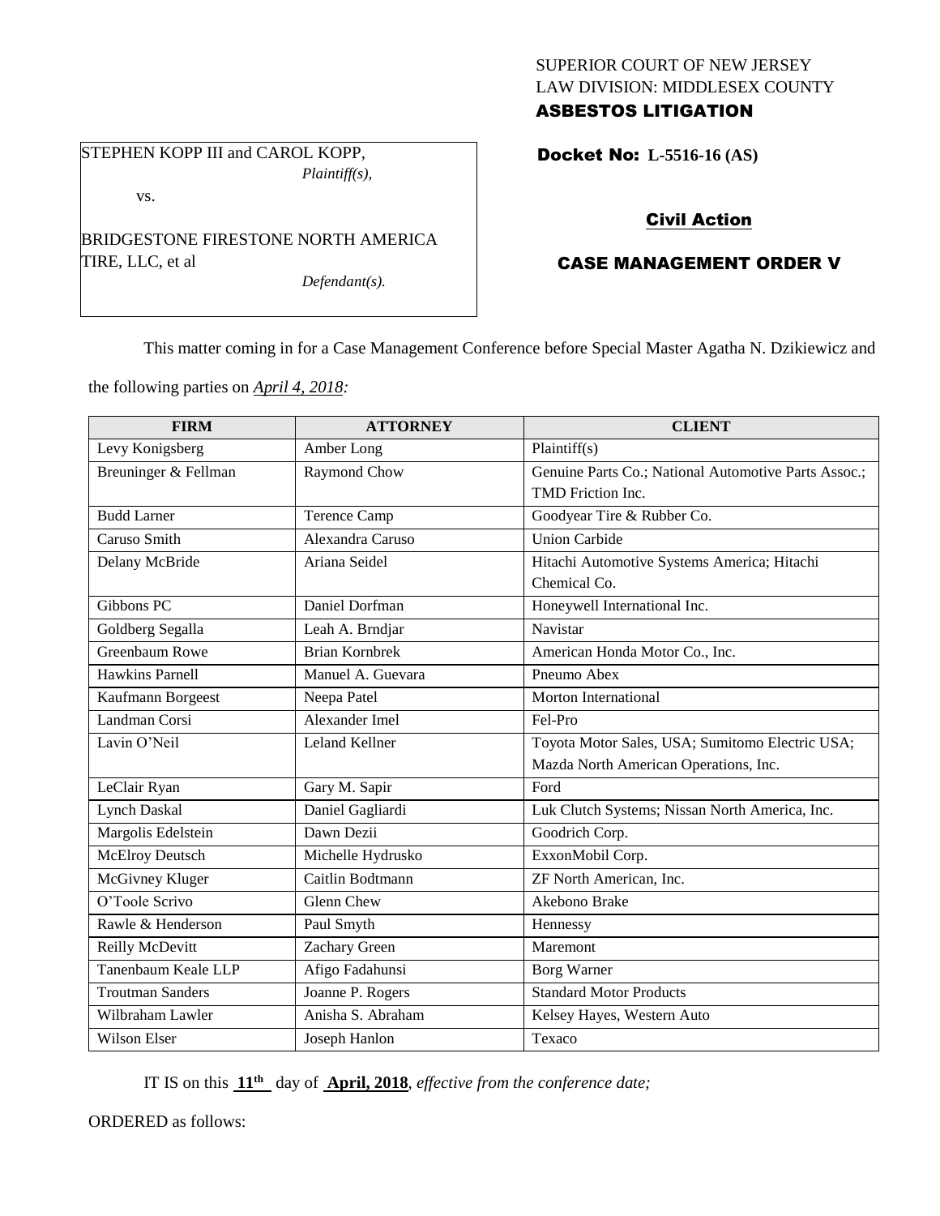SUPERIOR COURT OF NEW JERSEY
LAW DIVISION: MIDDLESEX COUNTY
**ASBESTOS LITIGATION**

STEPHEN KOPP III and CAROL KOPP,
*Plaintiff(s),*

vs.

BRIDGESTONE FIRESTONE NORTH AMERICA TIRE, LLC, et al
*Defendant(s).*

**Docket No: L-5516-16 (AS)**

**Civil Action**

**CASE MANAGEMENT ORDER V**

This matter coming in for a Case Management Conference before Special Master Agatha N. Dzikiewicz and the following parties on *April 4, 2018:*

| FIRM | ATTORNEY | CLIENT |
|---|---|---|
| Levy Konigsberg | Amber Long | Plaintiff(s) |
| Breuninger & Fellman | Raymond Chow | Genuine Parts Co.; National Automotive Parts Assoc.; TMD Friction Inc. |
| Budd Larner | Terence Camp | Goodyear Tire & Rubber Co. |
| Caruso Smith | Alexandra Caruso | Union Carbide |
| Delany McBride | Ariana Seidel | Hitachi Automotive Systems America; Hitachi Chemical Co. |
| Gibbons PC | Daniel Dorfman | Honeywell International Inc. |
| Goldberg Segalla | Leah A. Brndjar | Navistar |
| Greenbaum Rowe | Brian Kornbrek | American Honda Motor Co., Inc. |
| Hawkins Parnell | Manuel A. Guevara | Pneumo Abex |
| Kaufmann Borgeest | Neepa Patel | Morton International |
| Landman Corsi | Alexander Imel | Fel-Pro |
| Lavin O'Neil | Leland Kellner | Toyota Motor Sales, USA; Sumitomo Electric USA; Mazda North American Operations, Inc. |
| LeClair Ryan | Gary M. Sapir | Ford |
| Lynch Daskal | Daniel Gagliardi | Luk Clutch Systems; Nissan North America, Inc. |
| Margolis Edelstein | Dawn Dezii | Goodrich Corp. |
| McElroy Deutsch | Michelle Hydrusko | ExxonMobil Corp. |
| McGivney Kluger | Caitlin Bodtmann | ZF North American, Inc. |
| O'Toole Scrivo | Glenn Chew | Akebono Brake |
| Rawle & Henderson | Paul Smyth | Hennessy |
| Reilly McDevitt | Zachary Green | Maremont |
| Tanenbaum Keale LLP | Afigo Fadahunsi | Borg Warner |
| Troutman Sanders | Joanne P. Rogers | Standard Motor Products |
| Wilbraham Lawler | Anisha S. Abraham | Kelsey Hayes, Western Auto |
| Wilson Elser | Joseph Hanlon | Texaco |

IT IS on this **11th** day of **April, 2018**, *effective from the conference date;*

ORDERED as follows: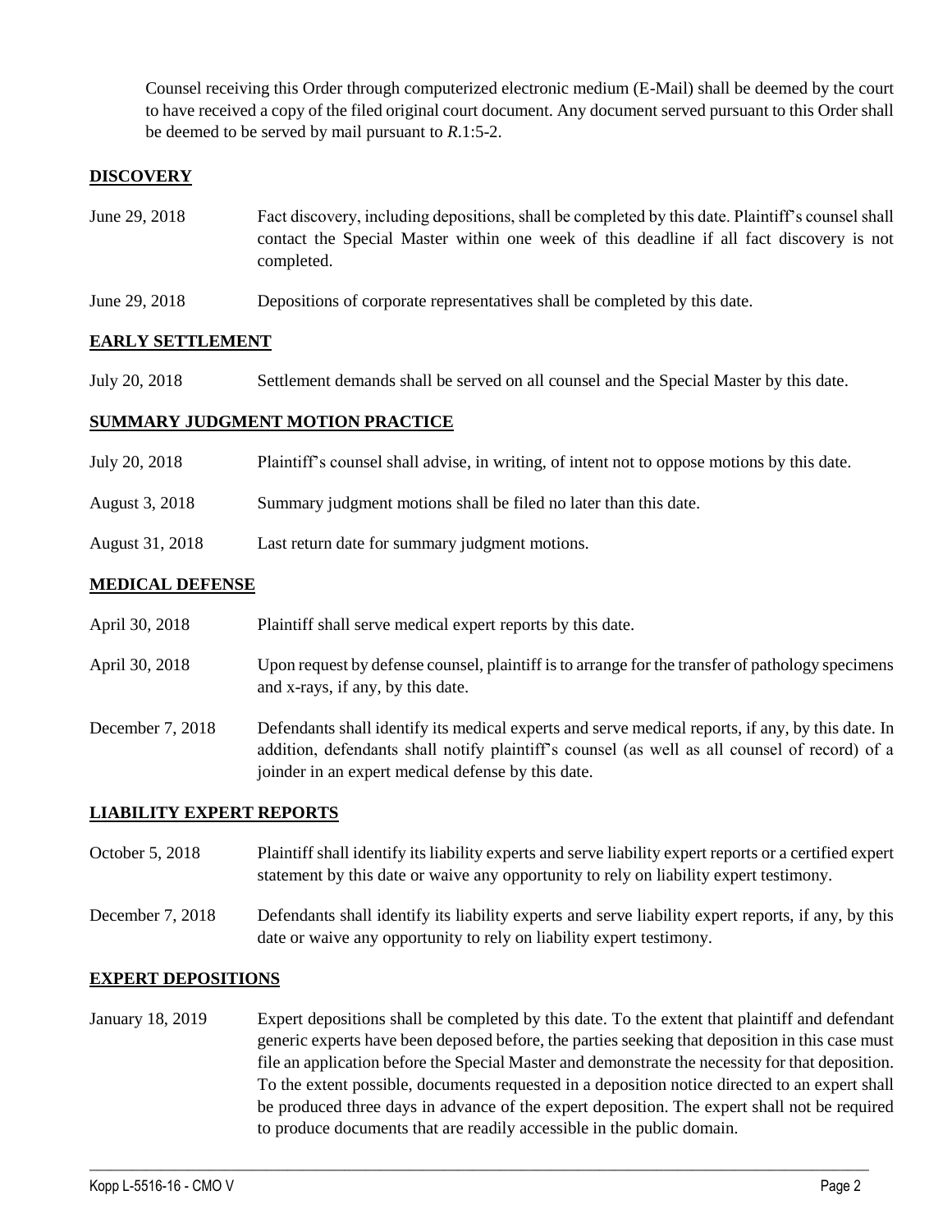Counsel receiving this Order through computerized electronic medium (E-Mail) shall be deemed by the court to have received a copy of the filed original court document. Any document served pursuant to this Order shall be deemed to be served by mail pursuant to *R*.1:5-2.

## DISCOVERY

| | |
|---|---|
| June 29, 2018 | Fact discovery, including depositions, shall be completed by this date. Plaintiff's counsel shall contact the Special Master within one week of this deadline if all fact discovery is not completed. |
| June 29, 2018 | Depositions of corporate representatives shall be completed by this date. |

## EARLY SETTLEMENT

| | |
|---|---|
| July 20, 2018 | Settlement demands shall be served on all counsel and the Special Master by this date. |

## SUMMARY JUDGMENT MOTION PRACTICE

| | |
|---|---|
| July 20, 2018 | Plaintiff's counsel shall advise, in writing, of intent not to oppose motions by this date. |
| August 3, 2018 | Summary judgment motions shall be filed no later than this date. |
| August 31, 2018 | Last return date for summary judgment motions. |

## MEDICAL DEFENSE

| | |
|---|---|
| April 30, 2018 | Plaintiff shall serve medical expert reports by this date. |
| April 30, 2018 | Upon request by defense counsel, plaintiff is to arrange for the transfer of pathology specimens and x-rays, if any, by this date. |
| December 7, 2018 | Defendants shall identify its medical experts and serve medical reports, if any, by this date. In addition, defendants shall notify plaintiff's counsel (as well as all counsel of record) of a joinder in an expert medical defense by this date. |

## LIABILITY EXPERT REPORTS

| | |
|---|---|
| October 5, 2018 | Plaintiff shall identify its liability experts and serve liability expert reports or a certified expert statement by this date or waive any opportunity to rely on liability expert testimony. |
| December 7, 2018 | Defendants shall identify its liability experts and serve liability expert reports, if any, by this date or waive any opportunity to rely on liability expert testimony. |

## EXPERT DEPOSITIONS

| | |
|---|---|
| January 18, 2019 | Expert depositions shall be completed by this date. To the extent that plaintiff and defendant generic experts have been deposed before, the parties seeking that deposition in this case must file an application before the Special Master and demonstrate the necessity for that deposition. To the extent possible, documents requested in a deposition notice directed to an expert shall be produced three days in advance of the expert deposition. The expert shall not be required to produce documents that are readily accessible in the public domain. |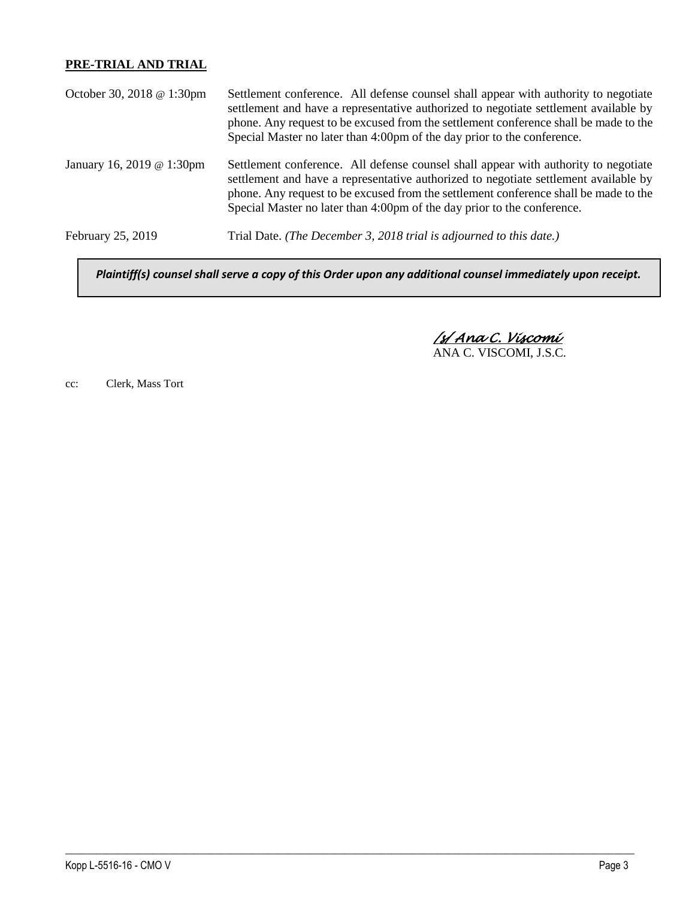**PRE-TRIAL AND TRIAL**

| | |
|---|---|
| October 30, 2018 @ 1:30pm | Settlement conference. All defense counsel shall appear with authority to negotiate settlement and have a representative authorized to negotiate settlement available by phone. Any request to be excused from the settlement conference shall be made to the Special Master no later than 4:00pm of the day prior to the conference. |
| January 16, 2019 @ 1:30pm | Settlement conference. All defense counsel shall appear with authority to negotiate settlement and have a representative authorized to negotiate settlement available by phone. Any request to be excused from the settlement conference shall be made to the Special Master no later than 4:00pm of the day prior to the conference. |
| February 25, 2019 | Trial Date. *(The December 3, 2018 trial is adjourned to this date.)* |

***Plaintiff(s) counsel shall serve a copy of this Order upon any additional counsel immediately upon receipt.***

*/s/ Ana C. Viscomi*
ANA C. VISCOMI, J.S.C.

cc: Clerk, Mass Tort